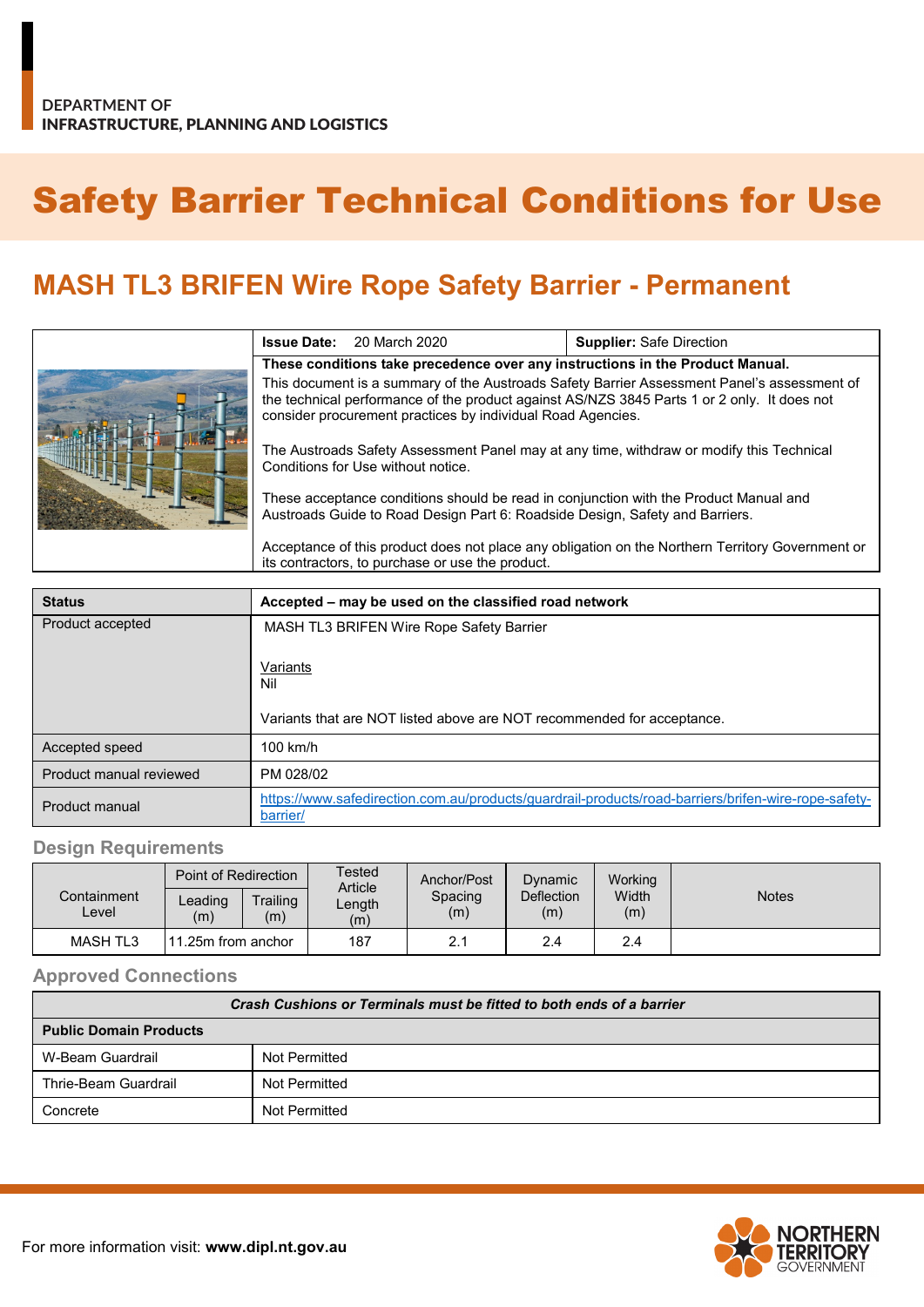DEPARTMENT OF
INFRASTRUCTURE, PLANNING AND LOGISTICS

# Safety Barrier Technical Conditions for Use

## MASH TL3 BRIFEN Wire Rope Safety Barrier - Permanent

| **Issue Date:** 20 March 2020 | **Supplier:** Safe Direction |
|---|---|

**These conditions take precedence over any instructions in the Product Manual.**

This document is a summary of the Austroads Safety Barrier Assessment Panel's assessment of the technical performance of the product against AS/NZS 3845 Parts 1 or 2 only. It does not consider procurement practices by individual Road Agencies.

The Austroads Safety Assessment Panel may at any time, withdraw or modify this Technical Conditions for Use without notice.

These acceptance conditions should be read in conjunction with the Product Manual and Austroads Guide to Road Design Part 6: Roadside Design, Safety and Barriers.

Acceptance of this product does not place any obligation on the Northern Territory Government or its contractors, to purchase or use the product.

| **Status** | **Accepted – may be used on the classified road network** |
|---|---|
| Product accepted | MASH TL3 BRIFEN Wire Rope Safety Barrier<br><br>Variants<br>Nil<br><br>Variants that are NOT listed above are NOT recommended for acceptance. |
| Accepted speed | 100 km/h |
| Product manual reviewed | PM 028/02 |
| Product manual | https://www.safedirection.com.au/products/guardrail-products/road-barriers/brifen-wire-rope-safety-barrier/ |

### Design Requirements

| Containment Level | Point of Redirection | | Tested Article Length (m) | Anchor/Post Spacing (m) | Dynamic Deflection (m) | Working Width (m) | Notes |
|---|---|---|---|---|---|---|---|
| | Leading (m) | Trailing (m) | | | | | |
| MASH TL3 | 11.25m from anchor | | 187 | 2.1 | 2.4 | 2.4 | |

### Approved Connections

| ***Crash Cushions or Terminals must be fitted to both ends of a barrier*** | |
|---|---|
| **Public Domain Products** | |
| W-Beam Guardrail | Not Permitted |
| Thrie-Beam Guardrail | Not Permitted |
| Concrete | Not Permitted |

For more information visit: **www.dipl.nt.gov.au**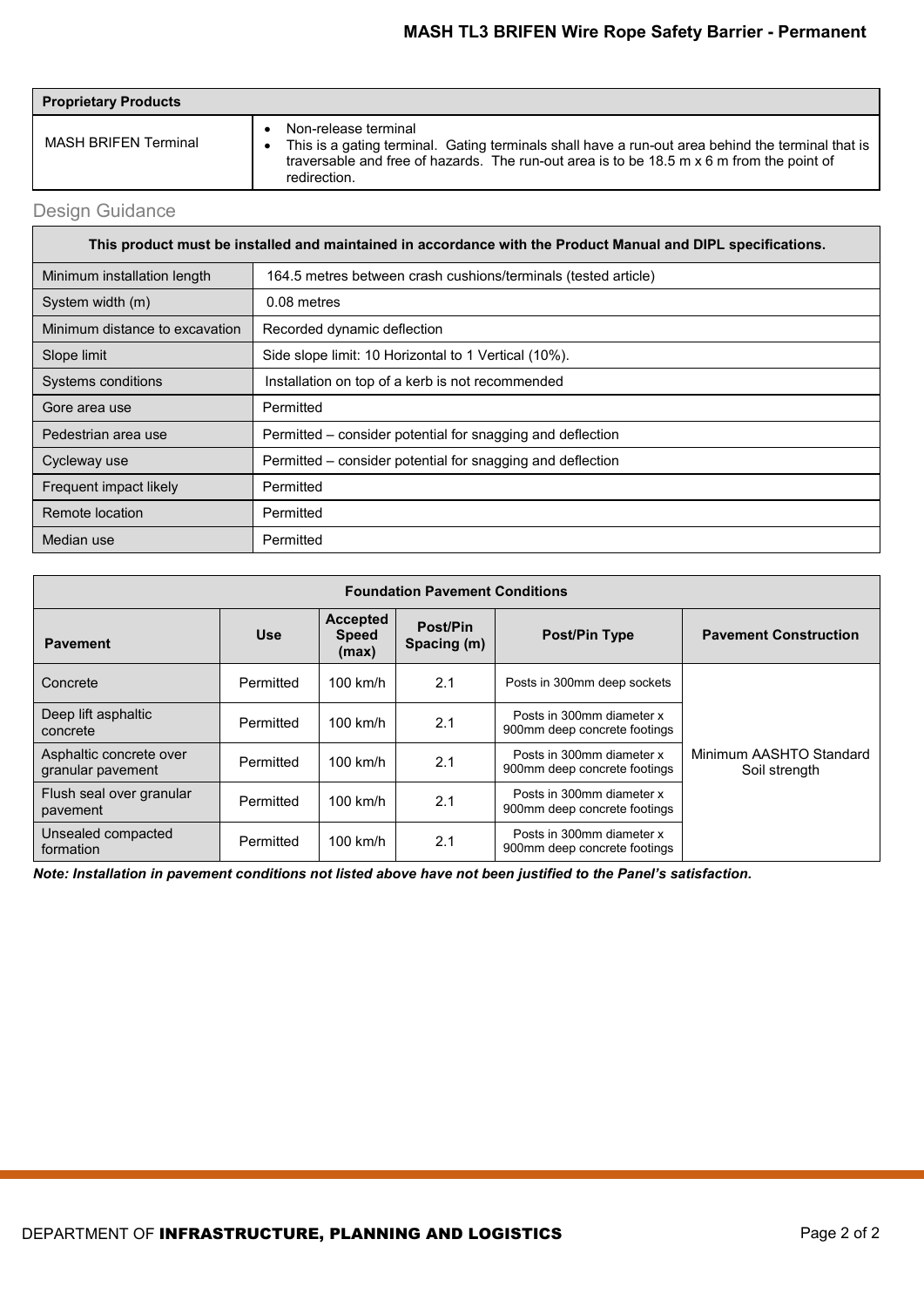| **Proprietary Products** | |
|---|---|
| MASH BRIFEN Terminal | • Non-release terminal<br>• This is a gating terminal. Gating terminals shall have a run-out area behind the terminal that is traversable and free of hazards. The run-out area is to be 18.5 m x 6 m from the point of redirection. |

## Design Guidance

| **This product must be installed and maintained in accordance with the Product Manual and DIPL specifications.** | |
|---|---|
| Minimum installation length | 164.5 metres between crash cushions/terminals (tested article) |
| System width (m) | 0.08 metres |
| Minimum distance to excavation | Recorded dynamic deflection |
| Slope limit | Side slope limit: 10 Horizontal to 1 Vertical (10%). |
| Systems conditions | Installation on top of a kerb is not recommended |
| Gore area use | Permitted |
| Pedestrian area use | Permitted – consider potential for snagging and deflection |
| Cycleway use | Permitted – consider potential for snagging and deflection |
| Frequent impact likely | Permitted |
| Remote location | Permitted |
| Median use | Permitted |

| **Foundation Pavement Conditions** | | | | | |
|---|---|---|---|---|---|
| **Pavement** | **Use** | **Accepted Speed (max)** | **Post/Pin Spacing (m)** | **Post/Pin Type** | **Pavement Construction** |
| Concrete | Permitted | 100 km/h | 2.1 | Posts in 300mm deep sockets | Minimum AASHTO Standard Soil strength |
| Deep lift asphaltic concrete | Permitted | 100 km/h | 2.1 | Posts in 300mm diameter x 900mm deep concrete footings | |
| Asphaltic concrete over granular pavement | Permitted | 100 km/h | 2.1 | Posts in 300mm diameter x 900mm deep concrete footings | |
| Flush seal over granular pavement | Permitted | 100 km/h | 2.1 | Posts in 300mm diameter x 900mm deep concrete footings | |
| Unsealed compacted formation | Permitted | 100 km/h | 2.1 | Posts in 300mm diameter x 900mm deep concrete footings | |

***Note: Installation in pavement conditions not listed above have not been justified to the Panel's satisfaction.***